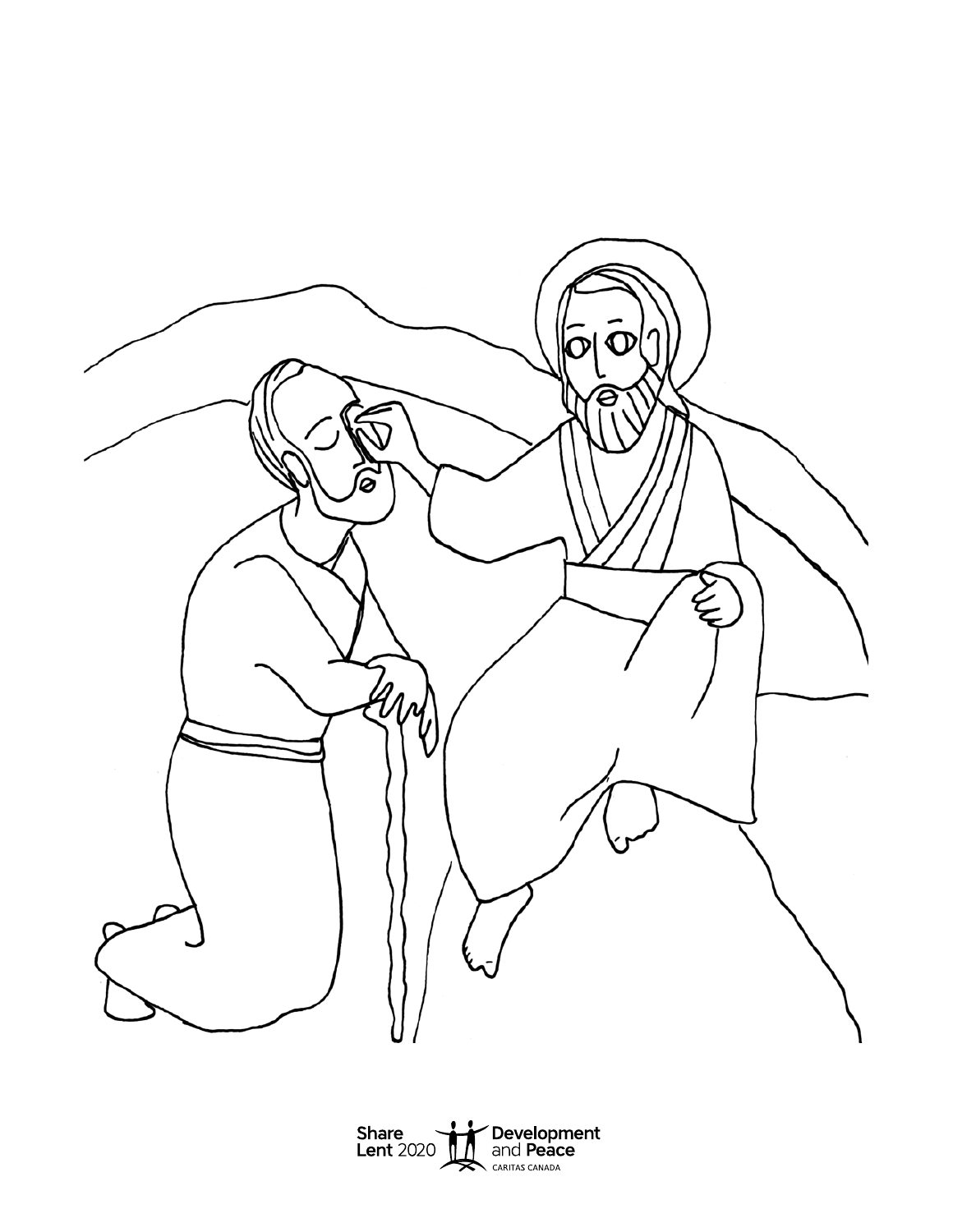Share Lent 2020 Development and Peace CARITAS CANADA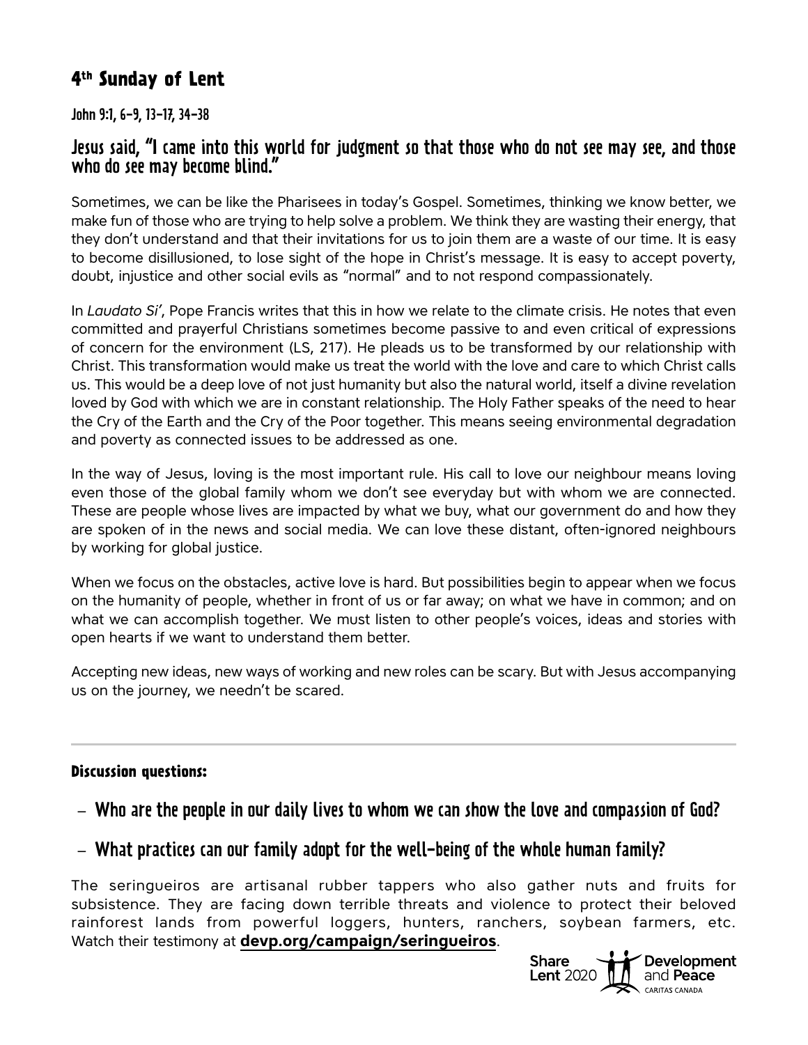## 4th Sunday of Lent

**John 9:1, 6-9, 13-17, 34-38**

### Jesus said, "I came into this world for judgment so that those who do not see may see, and those who do see may become blind."

Sometimes, we can be like the Pharisees in today's Gospel. Sometimes, thinking we know better, we make fun of those who are trying to help solve a problem. We think they are wasting their energy, that they don't understand and that their invitations for us to join them are a waste of our time. It is easy to become disillusioned, to lose sight of the hope in Christ's message. It is easy to accept poverty, doubt, injustice and other social evils as "normal" and to not respond compassionately.

In *Laudato Si'*, Pope Francis writes that this in how we relate to the climate crisis. He notes that even committed and prayerful Christians sometimes become passive to and even critical of expressions of concern for the environment (LS, 217). He pleads us to be transformed by our relationship with Christ. This transformation would make us treat the world with the love and care to which Christ calls us. This would be a deep love of not just humanity but also the natural world, itself a divine revelation loved by God with which we are in constant relationship. The Holy Father speaks of the need to hear the Cry of the Earth and the Cry of the Poor together. This means seeing environmental degradation and poverty as connected issues to be addressed as one.

In the way of Jesus, loving is the most important rule. His call to love our neighbour means loving even those of the global family whom we don't see everyday but with whom we are connected. These are people whose lives are impacted by what we buy, what our government do and how they are spoken of in the news and social media. We can love these distant, often-ignored neighbours by working for global justice.

When we focus on the obstacles, active love is hard. But possibilities begin to appear when we focus on the humanity of people, whether in front of us or far away; on what we have in common; and on what we can accomplish together. We must listen to other people's voices, ideas and stories with open hearts if we want to understand them better.

Accepting new ideas, new ways of working and new roles can be scary. But with Jesus accompanying us on the journey, we needn't be scared.

---

**Discussion questions:**

- **Who are the people in our daily lives to whom we can show the love and compassion of God?**
- **What practices can our family adopt for the well-being of the whole human family?**

The seringueiros are artisanal rubber tappers who also gather nuts and fruits for subsistence. They are facing down terrible threats and violence to protect their beloved rainforest lands from powerful loggers, hunters, ranchers, soybean farmers, etc. Watch their testimony at **devp.org/campaign/seringueiros**.

Share Lent 2020 Development and Peace CARITAS CANADA